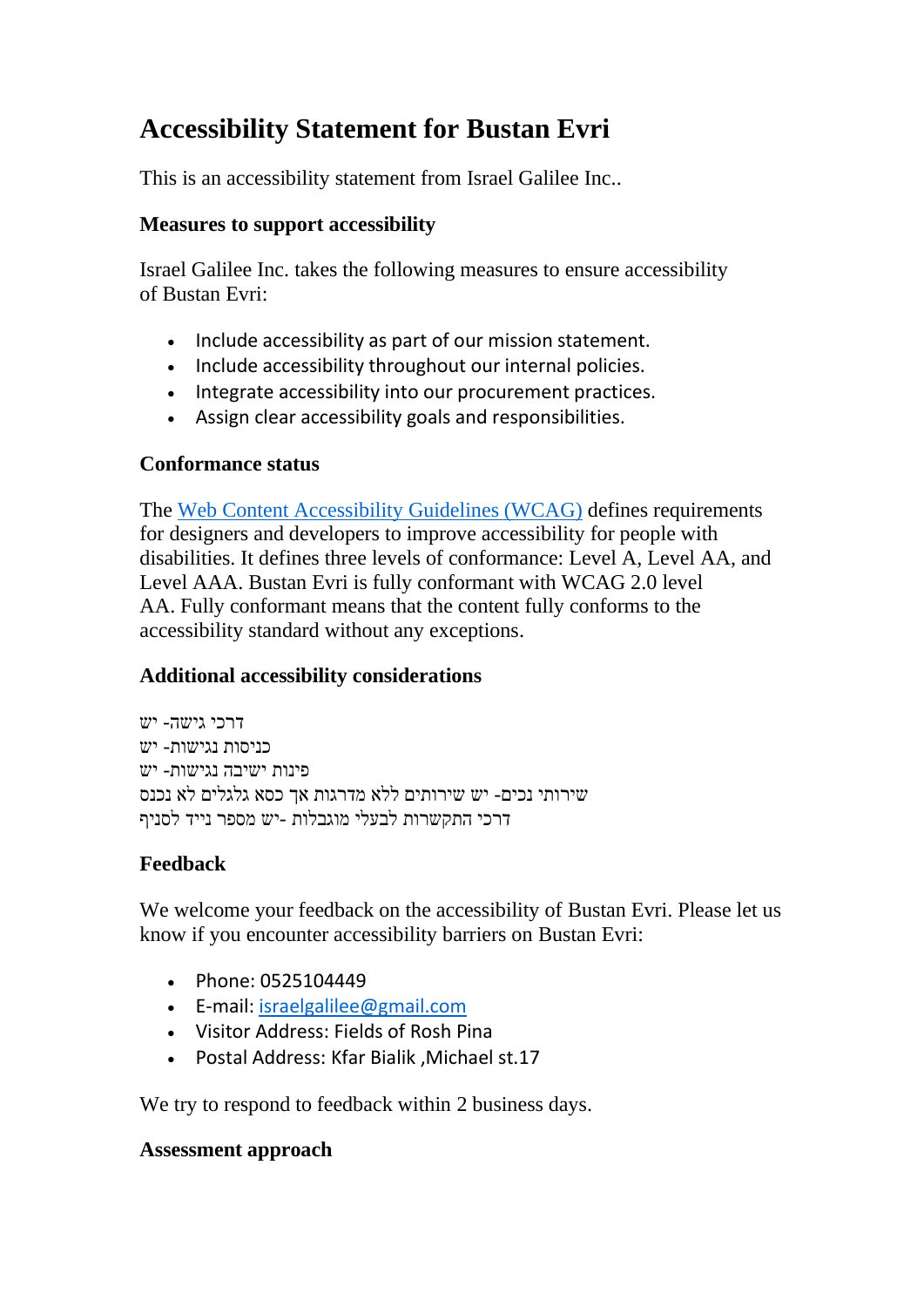# Accessibility Statement for Bustan Evri

This is an accessibility statement from Israel Galilee Inc..

### Measures to support accessibility

Israel Galilee Inc. takes the following measures to ensure accessibility of Bustan Evri:

- Include accessibility as part of our mission statement.
- Include accessibility throughout our internal policies.
- Integrate accessibility into our procurement practices.
- Assign clear accessibility goals and responsibilities.

### Conformance status

The [Web Content Accessibility Guidelines (WCAG)](https://www.w3.org/WAI/standards-guidelines/wcag/) defines requirements for designers and developers to improve accessibility for people with disabilities. It defines three levels of conformance: Level A, Level AA, and Level AAA. Bustan Evri is fully conformant with WCAG 2.0 level AA. Fully conformant means that the content fully conforms to the accessibility standard without any exceptions.

### Additional accessibility considerations

דרכי גישה- יש
כניסות נגישות- יש
פינות ישיבה נגישות- יש
שירותי נכים- יש שירותים ללא מדרגות אך כסא גלגלים לא נכנס
דרכי התקשרות לבעלי מוגבלות -יש מספר נייד לסניף

### Feedback

We welcome your feedback on the accessibility of Bustan Evri. Please let us know if you encounter accessibility barriers on Bustan Evri:

- Phone: 0525104449
- E-mail: [israelgalilee@gmail.com](mailto:israelgalilee@gmail.com)
- Visitor Address: Fields of Rosh Pina
- Postal Address: Kfar Bialik ,Michael st.17

We try to respond to feedback within 2 business days.

### Assessment approach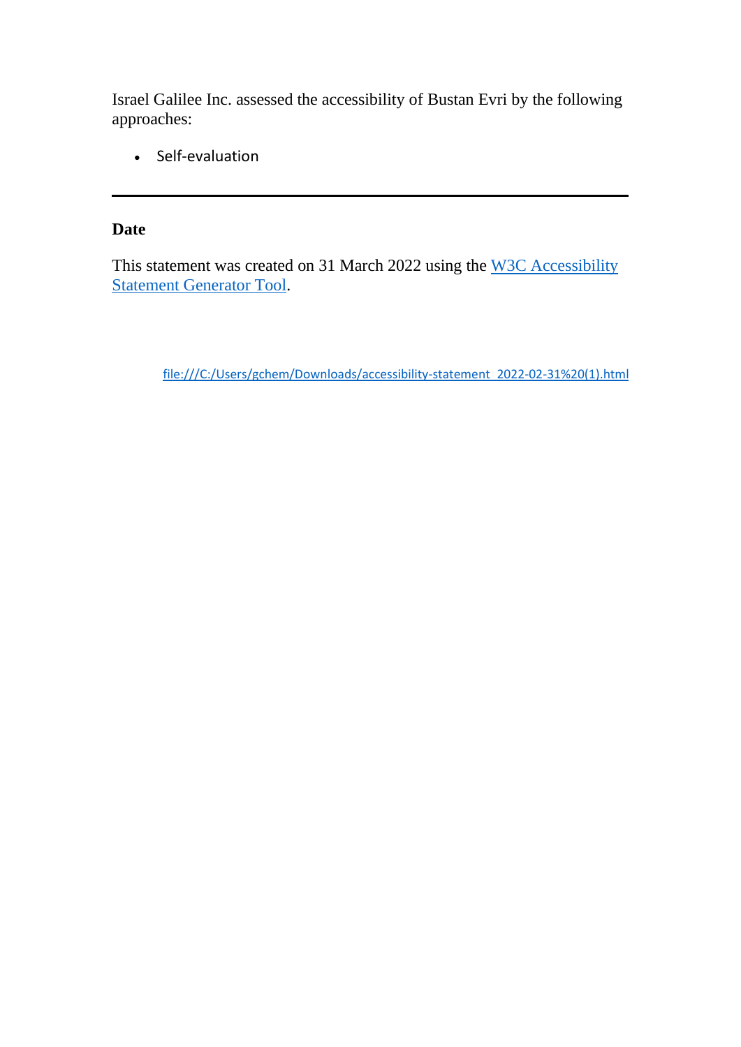Israel Galilee Inc. assessed the accessibility of Bustan Evri by the following approaches:

- Self-evaluation

---

## Date

This statement was created on 31 March 2022 using the [W3C Accessibility Statement Generator Tool](https://www.w3.org/WAI/planning/statements/).

file:///C:/Users/gchem/Downloads/accessibility-statement_2022-02-31%20(1).html